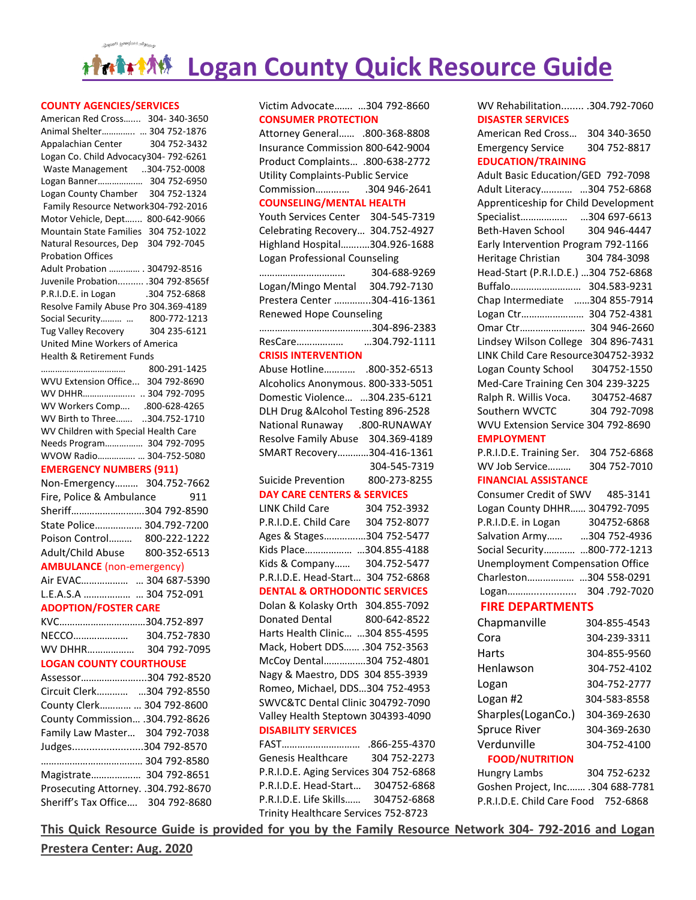# Logan County Quick Resource Guide

## COUNTY AGENCIES/SERVICES

American Red Cross....... 304- 340-3650
Animal Shelter.............. ... 304 752-1876
Appalachian Center 304 752-3432
Logan Co. Child Advocacy304- 792-6261
Waste Management ..304-752-0008
Logan Banner.................. 304 752-6950
Logan County Chamber 304 752-1324
Family Resource Network304-792-2016
Motor Vehicle, Dept....... 800-642-9066
Mountain State Families 304 752-1022
Natural Resources, Dep 304 792-7045
Probation Offices
Adult Probation ............. . 304792-8516
Juvenile Probation.......... .304 792-8565f
P.R.I.D.E. in Logan .304 752-6868
Resolve Family Abuse Pro 304.369-4189
Social Security......... ... 800-772-1213
Tug Valley Recovery 304 235-6121
United Mine Workers of America
Health & Retirement Funds
.................................. 800-291-1425
WVU Extension Office... 304 792-8690
WV DHHR..................... .. 304 792-7095
WV Workers Comp.... .800-628-4265
WV Birth to Three....... ..304.752-1710
WV Children with Special Health Care
Needs Program................ 304 792-7095
WVOW Radio................ ... 304-752-5080

## EMERGENCY NUMBERS (911)

Non-Emergency......... 304.752-7662
Fire, Police & Ambulance 911
Sheriff............................304 792-8590
State Police.................. 304.792-7200
Poison Control......... 800-222-1222
Adult/Child Abuse 800-352-6513

## AMBULANCE (non-emergency)

Air EVAC.................. ... 304 687-5390
L.E.A.S.A .................. ... 304 752-091

## ADOPTION/FOSTER CARE

KVC.................................304.752-897
NECCO..................... 304.752-7830
WV DHHR.................. 304 792-7095

## LOGAN COUNTY COURTHOUSE

Assessor.........................304 792-8520
Circuit Clerk............ ...304 792-8550
County Clerk............ ... 304 792-8600
County Commission... .304.792-8626
Family Law Master... 304 792-7038
Judges.........................304 792-8570
...................................... 304 792-8580
Magistrate................... 304 792-8651
Prosecuting Attorney. .304.792-8670
Sheriff's Tax Office.... 304 792-8680
Victim Advocate....... ...304 792-8660

## CONSUMER PROTECTION

Attorney General...... .800-368-8808
Insurance Commission 800-642-9004
Product Complaints... .800-638-2772
Utility Complaints-Public Service
Commission............. .304 946-2641

## COUNSELING/MENTAL HEALTH

Youth Services Center 304-545-7319
Celebrating Recovery... 304.752-4927
Highland Hospital...........304.926-1688
Logan Professional Counseling
................................ 304-688-9269
Logan/Mingo Mental 304.792-7130
Prestera Center .............304-416-1361
Renewed Hope Counseling
...........................................304-896-2383
ResCare.................. ...304.792-1111

## CRISIS INTERVENTION

Abuse Hotline............ .800-352-6513
Alcoholics Anonymous. 800-333-5051
Domestic Violence... ...304.235-6121
DLH Drug &Alcohol Testing 896-2528
National Runaway .800-RUNAWAY
Resolve Family Abuse 304.369-4189
SMART Recovery............304-416-1361
304-545-7319
Suicide Prevention 800-273-8255

## DAY CARE CENTERS & SERVICES

LINK Child Care 304 752-3932
P.R.I.D.E. Child Care 304 752-8077
Ages & Stages................304 752-5477
Kids Place.................. ...304.855-4188
Kids & Company...... 304.752-5477
P.R.I.D.E. Head-Start... 304 752-6868

## DENTAL & ORTHODONTIC SERVICES

Dolan & Kolasky Orth 304.855-7092
Donated Dental 800-642-8522
Harts Health Clinic... ...304 855-4595
Mack, Hobert DDS...... .304 752-3563
McCoy Dental................304 752-4801
Nagy & Maestro, DDS 304 855-3939
Romeo, Michael, DDS...304 752-4953
SWVC&TC Dental Clinic 304792-7090
Valley Health Steptown 304393-4090

## DISABILITY SERVICES

FAST.............................. .866-255-4370
Genesis Healthcare 304 752-2273
P.R.I.D.E. Aging Services 304 752-6868
P.R.I.D.E. Head-Start... 304752-6868
P.R.I.D.E. Life Skills...... 304752-6868
Trinity Healthcare Services 752-8723
WV Rehabilitation........ .304.792-7060

## DISASTER SERVICES

American Red Cross... 304 340-3650
Emergency Service 304 752-8817

## EDUCATION/TRAINING

Adult Basic Education/GED 792-7098
Adult Literacy............ ...304 752-6868
Apprenticeship for Child Development
Specialist.................. ...304 697-6613
Beth-Haven School 304 946-4447
Early Intervention Program 792-1166
Heritage Christian 304 784-3098
Head-Start (P.R.I.D.E.) ...304 752-6868
Buffalo........................... 304.583-9231
Chap Intermediate ......304 855-7914
Logan Ctr......................... 304 752-4381
Omar Ctr.......................... 304 946-2660
Lindsey Wilson College 304 896-7431
LINK Child Care Resource304752-3932
Logan County School 304752-1550
Med-Care Training Cen 304 239-3225
Ralph R. Willis Voca. 304752-4687
Southern WVCTC 304 792-7098
WVU Extension Service 304 792-8690

## EMPLOYMENT

P.R.I.D.E. Training Ser. 304 752-6868
WV Job Service......... 304 752-7010

## FINANCIAL ASSISTANCE

Consumer Credit of SWV 485-3141
Logan County DHHR...... 304792-7095
P.R.I.D.E. in Logan 304752-6868
Salvation Army...... ...304 752-4936
Social Security............ ...800-772-1213
Unemployment Compensation Office
Charleston.................. ...304 558-0291
Logan.......................... 304 .792-7020

## FIRE DEPARTMENTS

| | |
|---|---|
| Chapmanville | 304-855-4543 |
| Cora | 304-239-3311 |
| Harts | 304-855-9560 |
| Henlawson | 304-752-4102 |
| Logan | 304-752-2777 |
| Logan #2 | 304-583-8558 |
| Sharples(LoganCo.) | 304-369-2630 |
| Spruce River | 304-369-2630 |
| Verdunville | 304-752-4100 |

## FOOD/NUTRITION

Hungry Lambs 304 752-6232
Goshen Project, Inc....... .304 688-7781
P.R.I.D.E. Child Care Food 752-6868

**This Quick Resource Guide is provided for you by the Family Resource Network 304- 792-2016 and Logan Prestera Center: Aug. 2020**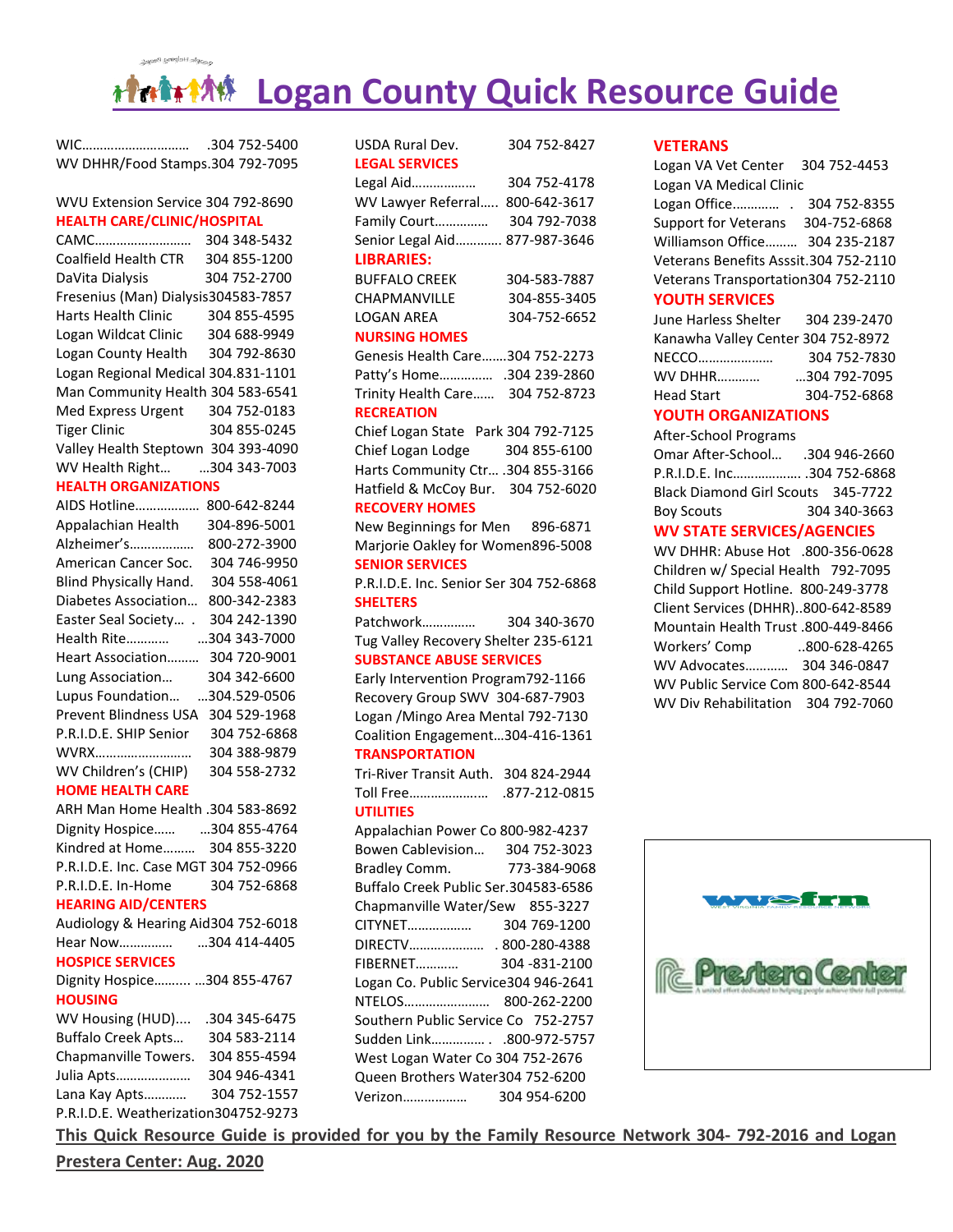# Logan County Quick Resource Guide

WIC………………………… .304 752-5400
WV DHHR/Food Stamps.304 792-7095

WVU Extension Service 304 792-8690

## HEALTH CARE/CLINIC/HOSPITAL

CAMC……………………… 304 348-5432
Coalfield Health CTR 304 855-1200
DaVita Dialysis 304 752-2700
Fresenius (Man) Dialysis304583-7857
Harts Health Clinic 304 855-4595
Logan Wildcat Clinic 304 688-9949
Logan County Health 304 792-8630
Logan Regional Medical 304.831-1101
Man Community Health 304 583-6541
Med Express Urgent 304 752-0183
Tiger Clinic 304 855-0245
Valley Health Steptown 304 393-4090
WV Health Right… …304 343-7003

## HEALTH ORGANIZATIONS

AIDS Hotline……………… 800-642-8244
Appalachian Health 304-896-5001
Alzheimer's……………… 800-272-3900
American Cancer Soc. 304 746-9950
Blind Physically Hand. 304 558-4061
Diabetes Association… 800-342-2383
Easter Seal Society… . 304 242-1390
Health Rite……….. …304 343-7000
Heart Association……… 304 720-9001
Lung Association… 304 342-6600
Lupus Foundation… …304.529-0506
Prevent Blindness USA 304 529-1968
P.R.I.D.E. SHIP Senior 304 752-6868
WVRX……………………… 304 388-9879
WV Children's (CHIP) 304 558-2732

## HOME HEALTH CARE

ARH Man Home Health .304 583-8692
Dignity Hospice…… …304 855-4764
Kindred at Home……… 304 855-3220
P.R.I.D.E. Inc. Case MGT 304 752-0966
P.R.I.D.E. In-Home 304 752-6868

## HEARING AID/CENTERS

Audiology & Hearing Aid304 752-6018
Hear Now………….. …304 414-4405

## HOSPICE SERVICES

Dignity Hospice………. …304 855-4767

## HOUSING

WV Housing (HUD)…. .304 345-6475
Buffalo Creek Apts… 304 583-2114
Chapmanville Towers. 304 855-4594
Julia Apts………………… 304 946-4341
Lana Kay Apts……….. 304 752-1557
P.R.I.D.E. Weatherization304752-9273

USDA Rural Dev. 304 752-8427

## LEGAL SERVICES

Legal Aid……………… 304 752-4178
WV Lawyer Referral….. 800-642-3617
Family Court………….. 304 792-7038
Senior Legal Aid………… 877-987-3646

## LIBRARIES:

BUFFALO CREEK 304-583-7887
CHAPMANVILLE 304-855-3405
LOGAN AREA 304-752-6652

## NURSING HOMES

Genesis Health Care…….304 752-2273
Patty's Home………….. .304 239-2860
Trinity Health Care…… 304 752-8723

## RECREATION

Chief Logan State Park 304 792-7125
Chief Logan Lodge 304 855-6100
Harts Community Ctr… .304 855-3166
Hatfield & McCoy Bur. 304 752-6020

## RECOVERY HOMES

New Beginnings for Men 896-6871
Marjorie Oakley for Women896-5008

## SENIOR SERVICES

P.R.I.D.E. Inc. Senior Ser 304 752-6868

## SHELTERS

Patchwork………….. 304 340-3670
Tug Valley Recovery Shelter 235-6121

## SUBSTANCE ABUSE SERVICES

Early Intervention Program792-1166
Recovery Group SWV 304-687-7903
Logan /Mingo Area Mental 792-7130
Coalition Engagement…304-416-1361

## TRANSPORTATION

Tri-River Transit Auth. 304 824-2944
Toll Free………………… .877-212-0815

## UTILITIES

Appalachian Power Co 800-982-4237
Bowen Cablevision… 304 752-3023
Bradley Comm. 773-384-9068
Buffalo Creek Public Ser.304583-6586
Chapmanville Water/Sew 855-3227
CITYNET……………… 304 769-1200
DIRECTV………………… . 800-280-4388
FIBERNET……….. 304 -831-2100
Logan Co. Public Service304 946-2641
NTELOS…………………… 800-262-2200
Southern Public Service Co 752-2757
Sudden Link………….. . .800-972-5757
West Logan Water Co 304 752-2676
Queen Brothers Water304 752-6200
Verizon……………… 304 954-6200

## VETERANS

Logan VA Vet Center 304 752-4453
Logan VA Medical Clinic
Logan Office………… . 304 752-8355
Support for Veterans 304-752-6868
Williamson Office……… 304 235-2187
Veterans Benefits Assst.304 752-2110
Veterans Transportation304 752-2110

## YOUTH SERVICES

June Harless Shelter 304 239-2470
Kanawha Valley Center 304 752-8972
NECCO………………… 304 752-7830
WV DHHR……….. …304 792-7095
Head Start 304-752-6868

## YOUTH ORGANIZATIONS

After-School Programs
Omar After-School… .304 946-2660
P.R.I.D.E. Inc………………. .304 752-6868
Black Diamond Girl Scouts 345-7722
Boy Scouts 304 340-3663

## WV STATE SERVICES/AGENCIES

WV DHHR: Abuse Hot .800-356-0628
Children w/ Special Health 792-7095
Child Support Hotline. 800-249-3778
Client Services (DHHR)..800-642-8589
Mountain Health Trust .800-449-8466
Workers' Comp ..800-628-4265
WV Advocates……….. 304 346-0847
WV Public Service Com 800-642-8544
WV Div Rehabilitation 304 792-7060

**This Quick Resource Guide is provided for you by the Family Resource Network 304- 792-2016 and Logan Prestera Center: Aug. 2020**